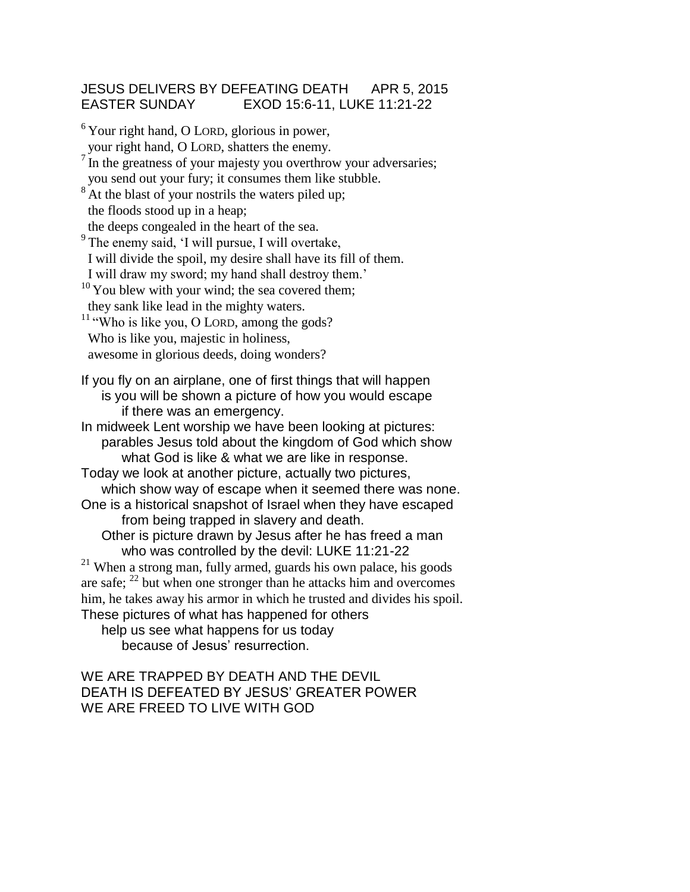JESUS DELIVERS BY DEFEATING DEATH APR 5, 2015
EASTER SUNDAY EXOD 15:6-11, LUKE 11:21-22

[6] Your right hand, O LORD, glorious in power,
your right hand, O LORD, shatters the enemy.
[7] In the greatness of your majesty you overthrow your adversaries;
you send out your fury; it consumes them like stubble.
[8] At the blast of your nostrils the waters piled up;
the floods stood up in a heap;
the deeps congealed in the heart of the sea.
[9] The enemy said, 'I will pursue, I will overtake,
I will divide the spoil, my desire shall have its fill of them.
I will draw my sword; my hand shall destroy them.'
[10] You blew with your wind; the sea covered them;
they sank like lead in the mighty waters.
[11] "Who is like you, O LORD, among the gods?
Who is like you, majestic in holiness,
awesome in glorious deeds, doing wonders?

If you fly on an airplane, one of first things that will happen
is you will be shown a picture of how you would escape
if there was an emergency.
In midweek Lent worship we have been looking at pictures:
parables Jesus told about the kingdom of God which show
what God is like & what we are like in response.
Today we look at another picture, actually two pictures,
which show way of escape when it seemed there was none.
One is a historical snapshot of Israel when they have escaped
from being trapped in slavery and death.
Other is picture drawn by Jesus after he has freed a man
who was controlled by the devil: LUKE 11:21-22
[21] When a strong man, fully armed, guards his own palace, his goods are safe; [22] but when one stronger than he attacks him and overcomes him, he takes away his armor in which he trusted and divides his spoil.
These pictures of what has happened for others
help us see what happens for us today
because of Jesus' resurrection.

WE ARE TRAPPED BY DEATH AND THE DEVIL
DEATH IS DEFEATED BY JESUS' GREATER POWER
WE ARE FREED TO LIVE WITH GOD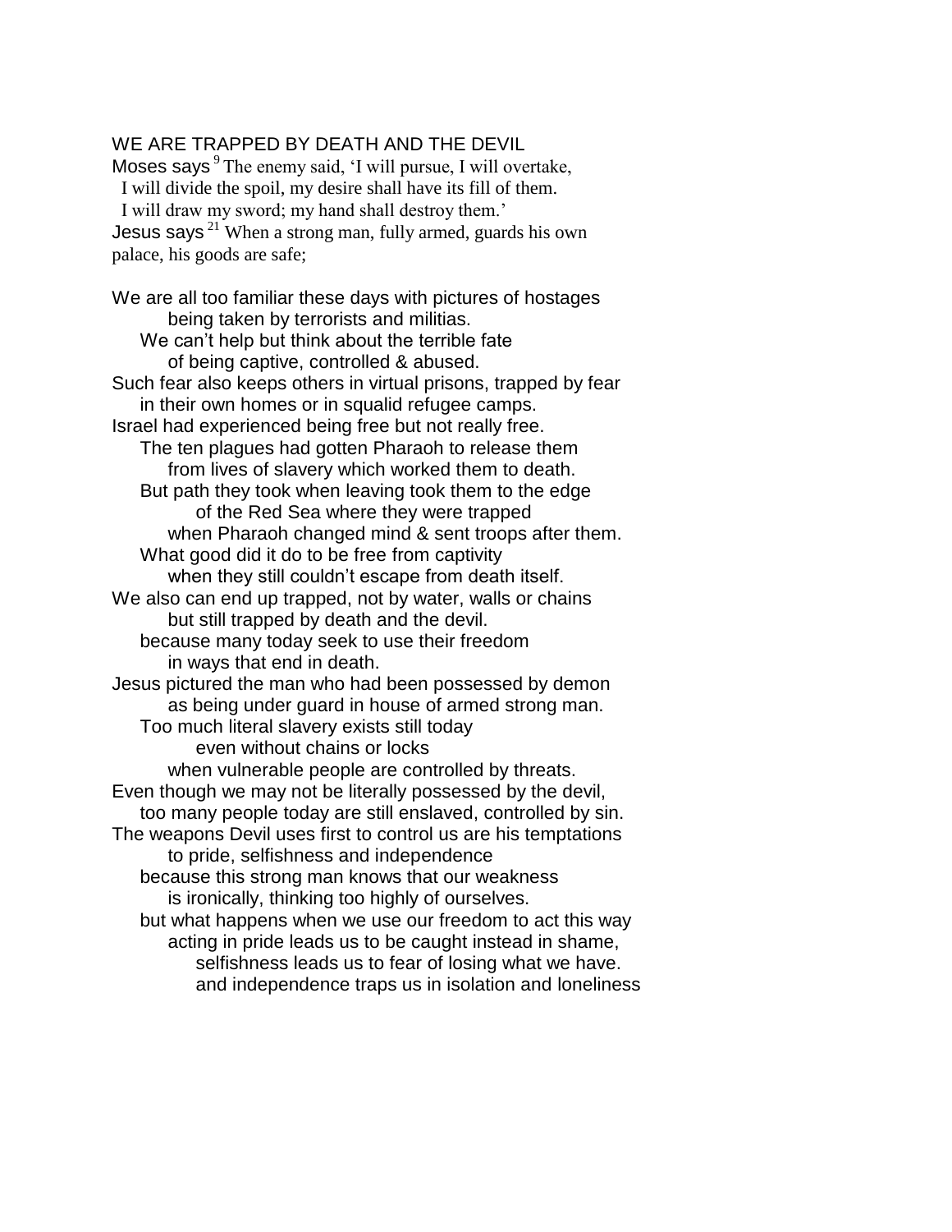WE ARE TRAPPED BY DEATH AND THE DEVIL

Moses says [9] The enemy said, 'I will pursue, I will overtake,
I will divide the spoil, my desire shall have its fill of them.
I will draw my sword; my hand shall destroy them.'

Jesus says [21] When a strong man, fully armed, guards his own palace, his goods are safe;

We are all too familiar these days with pictures of hostages
being taken by terrorists and militias.
We can't help but think about the terrible fate
of being captive, controlled & abused.
Such fear also keeps others in virtual prisons, trapped by fear
in their own homes or in squalid refugee camps.
Israel had experienced being free but not really free.
The ten plagues had gotten Pharaoh to release them
from lives of slavery which worked them to death.
But path they took when leaving took them to the edge
of the Red Sea where they were trapped
when Pharaoh changed mind & sent troops after them.
What good did it do to be free from captivity
when they still couldn't escape from death itself.
We also can end up trapped, not by water, walls or chains
but still trapped by death and the devil.
because many today seek to use their freedom
in ways that end in death.
Jesus pictured the man who had been possessed by demon
as being under guard in house of armed strong man.
Too much literal slavery exists still today
even without chains or locks
when vulnerable people are controlled by threats.
Even though we may not be literally possessed by the devil,
too many people today are still enslaved, controlled by sin.
The weapons Devil uses first to control us are his temptations
to pride, selfishness and independence
because this strong man knows that our weakness
is ironically, thinking too highly of ourselves.
but what happens when we use our freedom to act this way
acting in pride leads us to be caught instead in shame,
selfishness leads us to fear of losing what we have.
and independence traps us in isolation and loneliness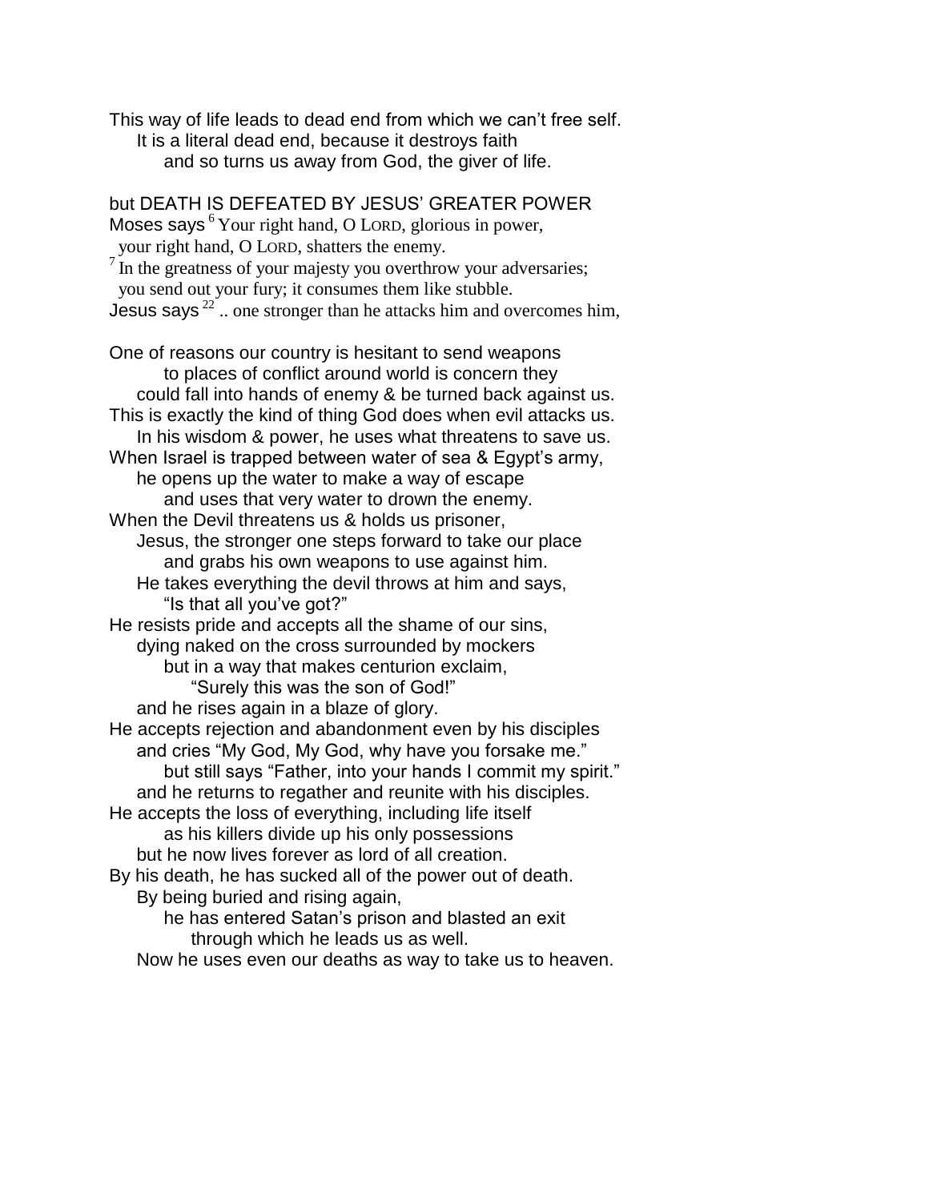This way of life leads to dead end from which we can't free self.
It is a literal dead end, because it destroys faith
and so turns us away from God, the giver of life.

but DEATH IS DEFEATED BY JESUS' GREATER POWER

Moses says [6] Your right hand, O LORD, glorious in power,
your right hand, O LORD, shatters the enemy.
[7] In the greatness of your majesty you overthrow your adversaries;
you send out your fury; it consumes them like stubble.
Jesus says [22] .. one stronger than he attacks him and overcomes him,

One of reasons our country is hesitant to send weapons
to places of conflict around world is concern they
could fall into hands of enemy & be turned back against us.
This is exactly the kind of thing God does when evil attacks us.
In his wisdom & power, he uses what threatens to save us.
When Israel is trapped between water of sea & Egypt's army,
he opens up the water to make a way of escape
and uses that very water to drown the enemy.
When the Devil threatens us & holds us prisoner,
Jesus, the stronger one steps forward to take our place
and grabs his own weapons to use against him.
He takes everything the devil throws at him and says,
"Is that all you've got?"
He resists pride and accepts all the shame of our sins,
dying naked on the cross surrounded by mockers
but in a way that makes centurion exclaim,
"Surely this was the son of God!"
and he rises again in a blaze of glory.
He accepts rejection and abandonment even by his disciples
and cries "My God, My God, why have you forsake me."
but still says "Father, into your hands I commit my spirit."
and he returns to regather and reunite with his disciples.
He accepts the loss of everything, including life itself
as his killers divide up his only possessions
but he now lives forever as lord of all creation.
By his death, he has sucked all of the power out of death.
By being buried and rising again,
he has entered Satan's prison and blasted an exit
through which he leads us as well.
Now he uses even our deaths as way to take us to heaven.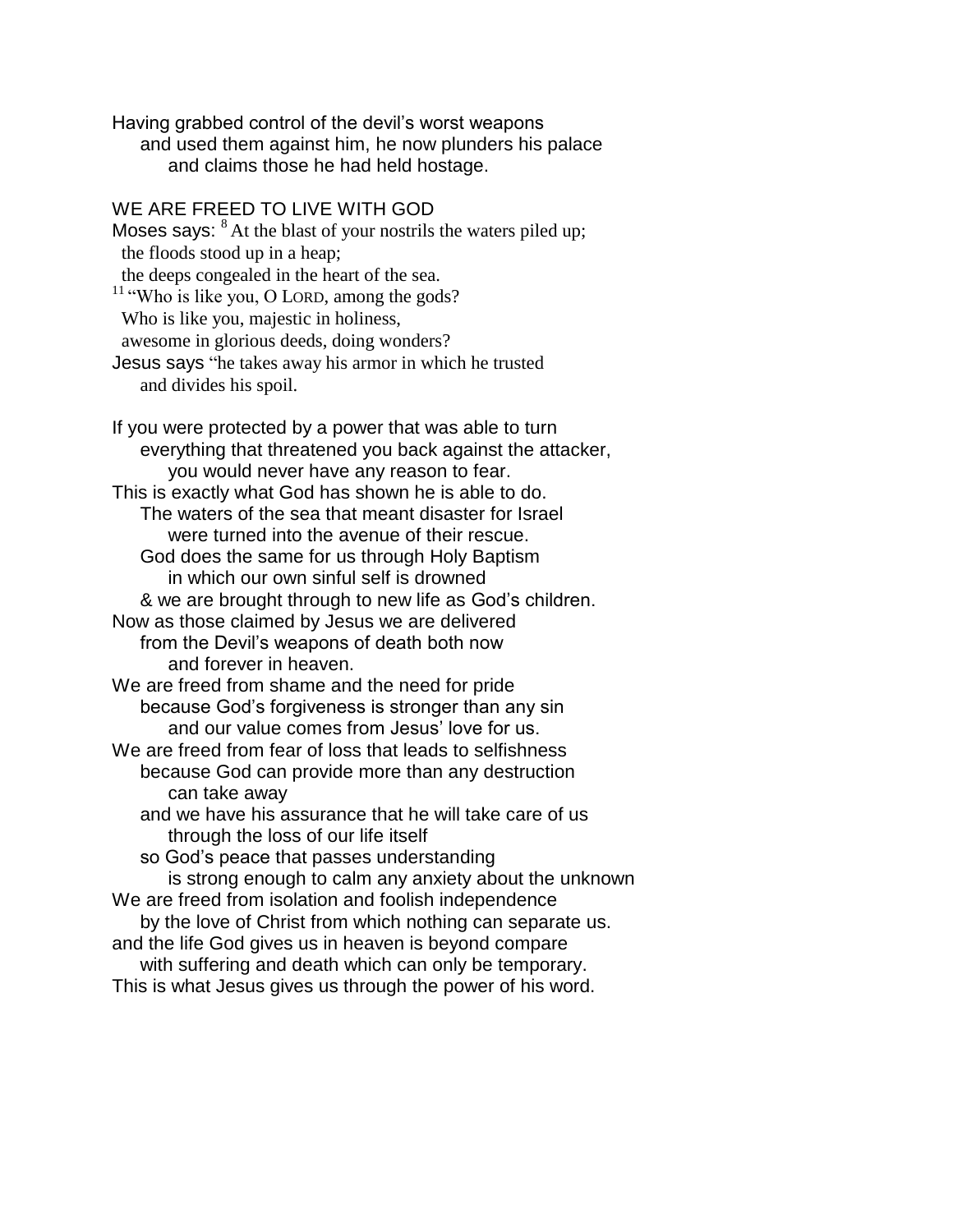Having grabbed control of the devil's worst weapons
and used them against him, he now plunders his palace
and claims those he had held hostage.

## WE ARE FREED TO LIVE WITH GOD

Moses says: [8] At the blast of your nostrils the waters piled up;
the floods stood up in a heap;
the deeps congealed in the heart of the sea.
[11] "Who is like you, O LORD, among the gods?
Who is like you, majestic in holiness,
awesome in glorious deeds, doing wonders?
Jesus says "he takes away his armor in which he trusted
and divides his spoil.

If you were protected by a power that was able to turn
everything that threatened you back against the attacker,
you would never have any reason to fear.
This is exactly what God has shown he is able to do.
The waters of the sea that meant disaster for Israel
were turned into the avenue of their rescue.
God does the same for us through Holy Baptism
in which our own sinful self is drowned
& we are brought through to new life as God's children.
Now as those claimed by Jesus we are delivered
from the Devil's weapons of death both now
and forever in heaven.
We are freed from shame and the need for pride
because God's forgiveness is stronger than any sin
and our value comes from Jesus' love for us.
We are freed from fear of loss that leads to selfishness
because God can provide more than any destruction
can take away
and we have his assurance that he will take care of us
through the loss of our life itself
so God's peace that passes understanding
is strong enough to calm any anxiety about the unknown
We are freed from isolation and foolish independence
by the love of Christ from which nothing can separate us.
and the life God gives us in heaven is beyond compare
with suffering and death which can only be temporary.
This is what Jesus gives us through the power of his word.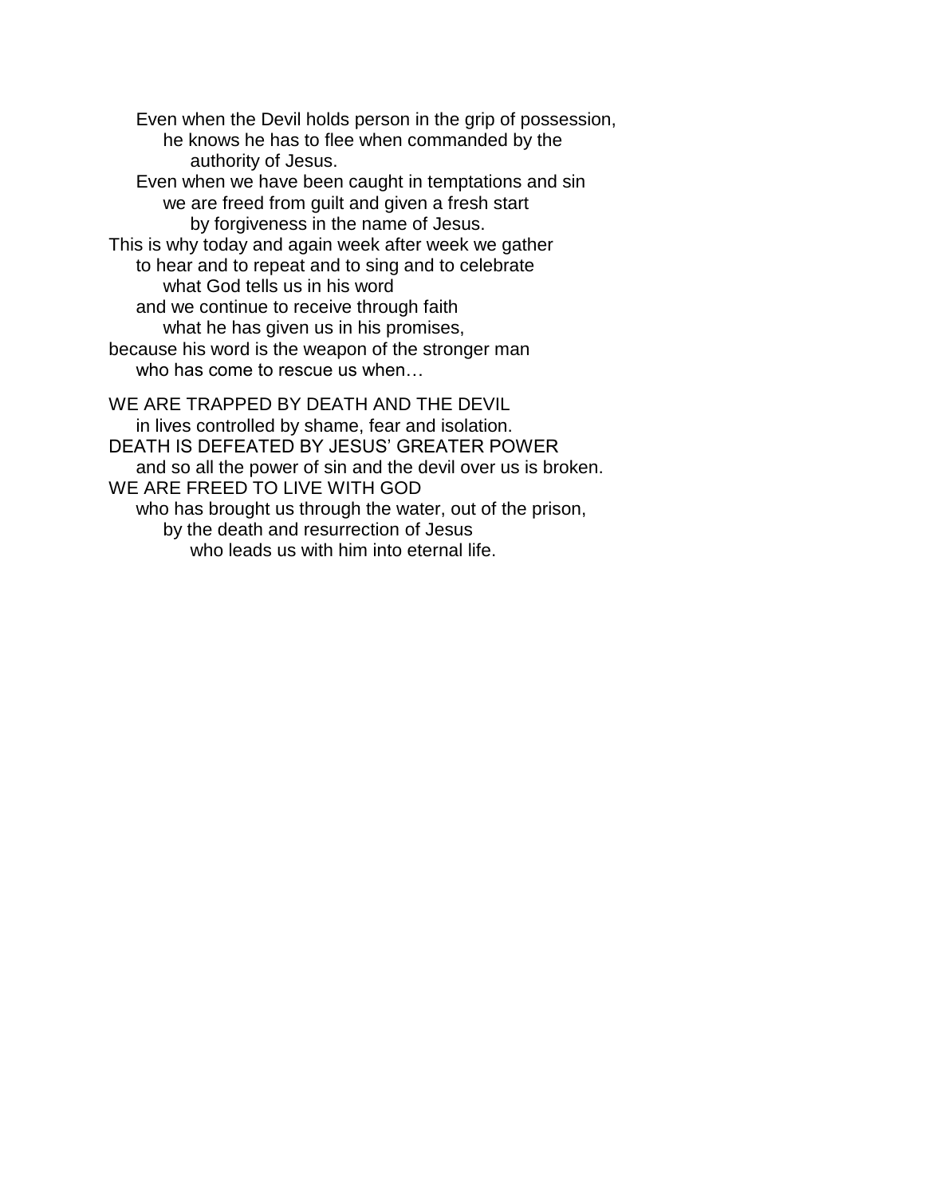Even when the Devil holds person in the grip of possession,
he knows he has to flee when commanded by the
authority of Jesus.
Even when we have been caught in temptations and sin
we are freed from guilt and given a fresh start
by forgiveness in the name of Jesus.
This is why today and again week after week we gather
to hear and to repeat and to sing and to celebrate
what God tells us in his word
and we continue to receive through faith
what he has given us in his promises,
because his word is the weapon of the stronger man
who has come to rescue us when…

WE ARE TRAPPED BY DEATH AND THE DEVIL
in lives controlled by shame, fear and isolation.
DEATH IS DEFEATED BY JESUS' GREATER POWER
and so all the power of sin and the devil over us is broken.
WE ARE FREED TO LIVE WITH GOD
who has brought us through the water, out of the prison,
by the death and resurrection of Jesus
who leads us with him into eternal life.